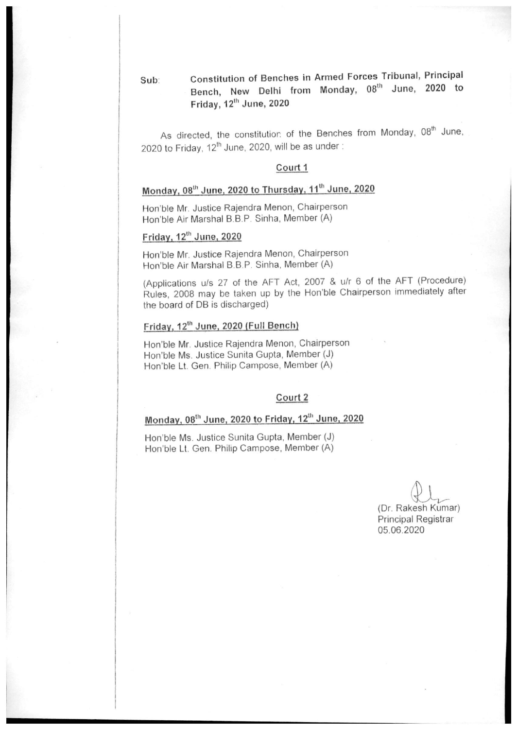Sub: **Constitution of Benches in Armed Forces Tribunal, Principal Bench, New Delhi from Monday, 08th June, 2020 to Friday, 12th June, 2020**

As directed, the constitution of the Benches from Monday, 08th June, 2020 to Friday, 12th June, 2020, will be as under :

## Court 1

### Monday, 08th June, 2020 to Thursday, 11th June, 2020

Hon'ble Mr. Justice Rajendra Menon, Chairperson
Hon'ble Air Marshal B.B.P. Sinha, Member (A)

### Friday, 12th June, 2020

Hon'ble Mr. Justice Rajendra Menon, Chairperson
Hon'ble Air Marshal B.B.P. Sinha, Member (A)

(Applications u/s 27 of the AFT Act, 2007 & u/r 6 of the AFT (Procedure) Rules, 2008 may be taken up by the Hon'ble Chairperson immediately after the board of DB is discharged)

### Friday, 12th June, 2020 (Full Bench)

Hon'ble Mr. Justice Rajendra Menon, Chairperson
Hon'ble Ms. Justice Sunita Gupta, Member (J)
Hon'ble Lt. Gen. Philip Campose, Member (A)

## Court 2

### Monday, 08th June, 2020 to Friday, 12th June, 2020

Hon'ble Ms. Justice Sunita Gupta, Member (J)
Hon'ble Lt. Gen. Philip Campose, Member (A)

(Dr. Rakesh Kumar)
Principal Registrar
05.06.2020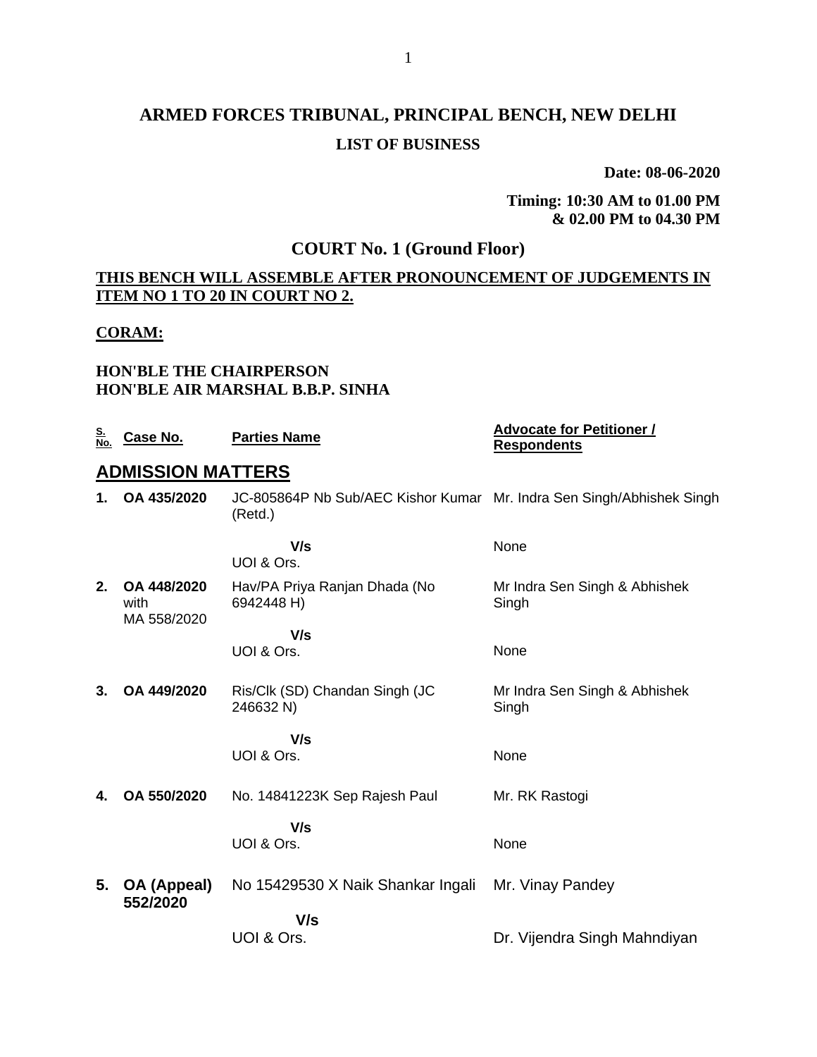# ARMED FORCES TRIBUNAL, PRINCIPAL BENCH, NEW DELHI

## LIST OF BUSINESS

**Date: 08-06-2020**

**Timing: 10:30 AM to 01.00 PM & 02.00 PM to 04.30 PM**

## COURT No. 1 (Ground Floor)

**THIS BENCH WILL ASSEMBLE AFTER PRONOUNCEMENT OF JUDGEMENTS IN ITEM NO 1 TO 20 IN COURT NO 2.**

**CORAM:**

**HON'BLE THE CHAIRPERSON**
**HON'BLE AIR MARSHAL B.B.P. SINHA**

| S. No. | Case No. | Parties Name | Advocate for Petitioner / Respondents |
|---|---|---|---|

## ADMISSION MATTERS

| S. No. | Case No. | Parties Name | Advocate for Petitioner / Respondents |
|---|---|---|---|
| 1. | OA 435/2020 | JC-805864P Nb Sub/AEC Kishor Kumar (Retd.) | Mr. Indra Sen Singh/Abhishek Singh |
| | | V/s | |
| | | UOI & Ors. | None |
| 2. | OA 448/2020 with MA 558/2020 | Hav/PA Priya Ranjan Dhada (No 6942448 H) | Mr Indra Sen Singh & Abhishek Singh |
| | | V/s | |
| | | UOI & Ors. | None |
| 3. | OA 449/2020 | Ris/Clk (SD) Chandan Singh (JC 246632 N) | Mr Indra Sen Singh & Abhishek Singh |
| | | V/s | |
| | | UOI & Ors. | None |
| 4. | OA 550/2020 | No. 14841223K Sep Rajesh Paul | Mr. RK Rastogi |
| | | V/s | |
| | | UOI & Ors. | None |
| 5. | OA (Appeal) 552/2020 | No 15429530 X Naik Shankar Ingali | Mr. Vinay Pandey |
| | | V/s | |
| | | UOI & Ors. | Dr. Vijendra Singh Mahndiyan |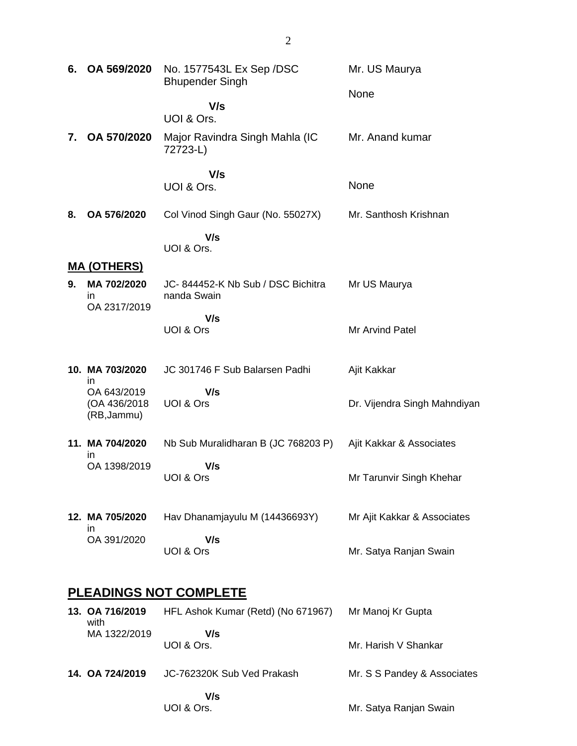| | | | |
|---|---|---|---|
| **6.** | **OA 569/2020** | No. 1577543L Ex Sep /DSC Bhupender Singh<br><br>**V/s**<br>UOI & Ors. | Mr. US Maurya<br><br>None |
| **7.** | **OA 570/2020** | Major Ravindra Singh Mahla (IC 72723-L)<br><br>**V/s**<br>UOI & Ors. | Mr. Anand kumar<br><br>None |
| **8.** | **OA 576/2020** | Col Vinod Singh Gaur (No. 55027X)<br><br>**V/s**<br>UOI & Ors. | Mr. Santhosh Krishnan |

## MA (OTHERS)

| | | | |
|---|---|---|---|
| **9.** | **MA 702/2020** in OA 2317/2019 | JC- 844452-K Nb Sub / DSC Bichitra nanda Swain<br><br>**V/s**<br>UOI & Ors | Mr US Maurya<br><br>Mr Arvind Patel |
| **10.** | **MA 703/2020** in OA 643/2019 (OA 436/2018 (RB,Jammu) | JC 301746 F Sub Balarsen Padhi<br><br>**V/s**<br>UOI & Ors | Ajit Kakkar<br><br>Dr. Vijendra Singh Mahndiyan |
| **11.** | **MA 704/2020** in OA 1398/2019 | Nb Sub Muralidharan B (JC 768203 P)<br><br>**V/s**<br>UOI & Ors | Ajit Kakkar & Associates<br><br>Mr Tarunvir Singh Khehar |
| **12.** | **MA 705/2020** in OA 391/2020 | Hav Dhanamjayulu M (14436693Y)<br><br>**V/s**<br>UOI & Ors | Mr Ajit Kakkar & Associates<br><br>Mr. Satya Ranjan Swain |

## PLEADINGS NOT COMPLETE

| | | | |
|---|---|---|---|
| **13.** | **OA 716/2019** with MA 1322/2019 | HFL Ashok Kumar (Retd) (No 671967)<br><br>**V/s**<br>UOI & Ors. | Mr Manoj Kr Gupta<br><br>Mr. Harish V Shankar |
| **14.** | **OA 724/2019** | JC-762320K Sub Ved Prakash<br><br>**V/s**<br>UOI & Ors. | Mr. S S Pandey & Associates<br><br>Mr. Satya Ranjan Swain |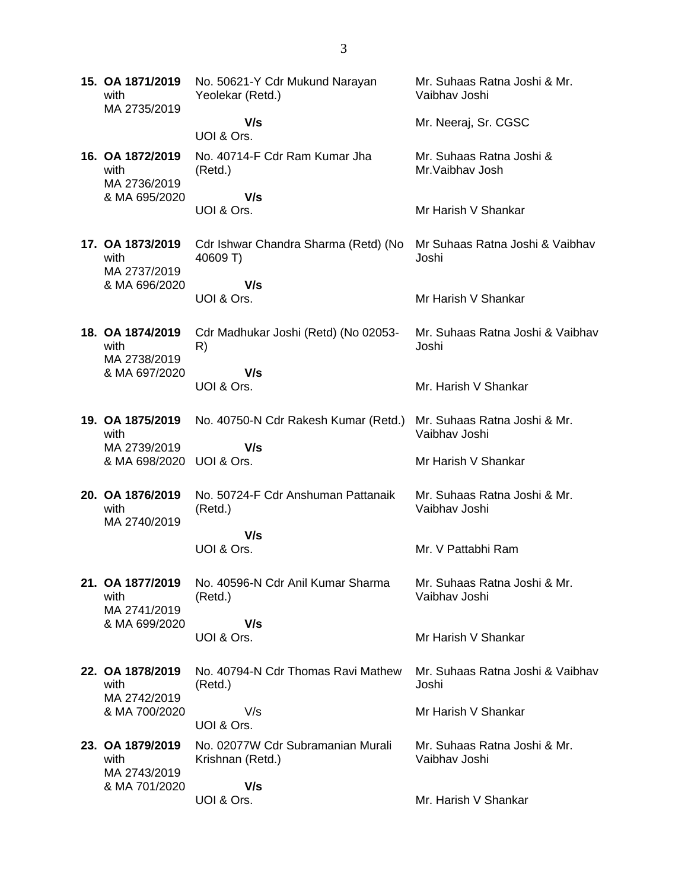| | | |
|---|---|---|
| **15. OA 1871/2019** with MA 2735/2019 | No. 50621-Y Cdr Mukund Narayan Yeolekar (Retd.)<br>**V/s**<br>UOI & Ors. | Mr. Suhaas Ratna Joshi & Mr. Vaibhav Joshi<br><br>Mr. Neeraj, Sr. CGSC |
| **16. OA 1872/2019** with MA 2736/2019 & MA 695/2020 | No. 40714-F Cdr Ram Kumar Jha (Retd.)<br>**V/s**<br>UOI & Ors. | Mr. Suhaas Ratna Joshi & Mr.Vaibhav Josh<br><br>Mr Harish V Shankar |
| **17. OA 1873/2019** with MA 2737/2019 & MA 696/2020 | Cdr Ishwar Chandra Sharma (Retd) (No 40609 T)<br>**V/s**<br>UOI & Ors. | Mr Suhaas Ratna Joshi & Vaibhav Joshi<br><br>Mr Harish V Shankar |
| **18. OA 1874/2019** with MA 2738/2019 & MA 697/2020 | Cdr Madhukar Joshi (Retd) (No 02053-R)<br>**V/s**<br>UOI & Ors. | Mr. Suhaas Ratna Joshi & Vaibhav Joshi<br><br>Mr. Harish V Shankar |
| **19. OA 1875/2019** with MA 2739/2019 & MA 698/2020 | No. 40750-N Cdr Rakesh Kumar (Retd.)<br>**V/s**<br>UOI & Ors. | Mr. Suhaas Ratna Joshi & Mr. Vaibhav Joshi<br><br>Mr Harish V Shankar |
| **20. OA 1876/2019** with MA 2740/2019 | No. 50724-F Cdr Anshuman Pattanaik (Retd.)<br>**V/s**<br>UOI & Ors. | Mr. Suhaas Ratna Joshi & Mr. Vaibhav Joshi<br><br>Mr. V Pattabhi Ram |
| **21. OA 1877/2019** with MA 2741/2019 & MA 699/2020 | No. 40596-N Cdr Anil Kumar Sharma (Retd.)<br>**V/s**<br>UOI & Ors. | Mr. Suhaas Ratna Joshi & Mr. Vaibhav Joshi<br><br>Mr Harish V Shankar |
| **22. OA 1878/2019** with MA 2742/2019 & MA 700/2020 | No. 40794-N Cdr Thomas Ravi Mathew (Retd.)<br>V/s<br>UOI & Ors. | Mr. Suhaas Ratna Joshi & Vaibhav Joshi<br><br>Mr Harish V Shankar |
| **23. OA 1879/2019** with MA 2743/2019 & MA 701/2020 | No. 02077W Cdr Subramanian Murali Krishnan (Retd.)<br>**V/s**<br>UOI & Ors. | Mr. Suhaas Ratna Joshi & Mr. Vaibhav Joshi<br><br>Mr. Harish V Shankar |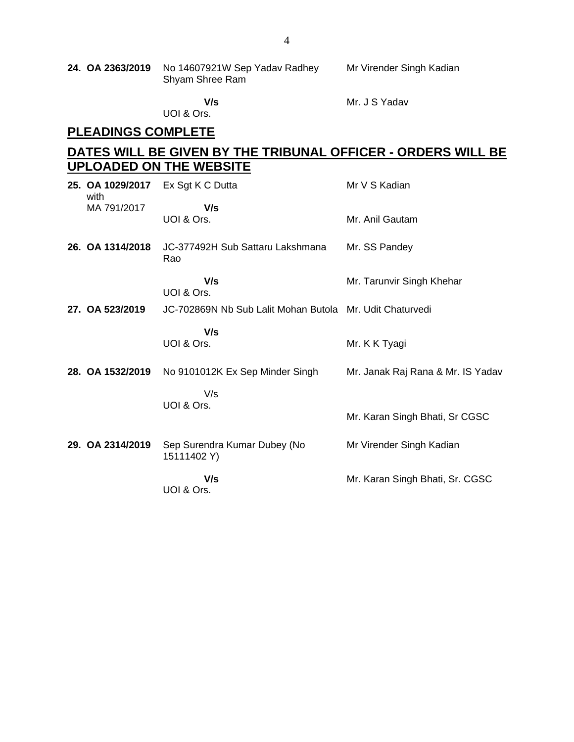| | | |
|---|---|---|
| **24. OA 2363/2019** | No 14607921W Sep Yadav Radhey Shyam Shree Ram | Mr Virender Singh Kadian |
| | **V/s** UOI & Ors. | Mr. J S Yadav |

## PLEADINGS COMPLETE

## DATES WILL BE GIVEN BY THE TRIBUNAL OFFICER - ORDERS WILL BE UPLOADED ON THE WEBSITE

| | | |
|---|---|---|
| **25. OA 1029/2017** with MA 791/2017 | Ex Sgt K C Dutta | Mr V S Kadian |
| | **V/s** UOI & Ors. | Mr. Anil Gautam |
| **26. OA 1314/2018** | JC-377492H Sub Sattaru Lakshmana Rao | Mr. SS Pandey |
| | **V/s** UOI & Ors. | Mr. Tarunvir Singh Khehar |
| **27. OA 523/2019** | JC-702869N Nb Sub Lalit Mohan Butola | Mr. Udit Chaturvedi |
| | **V/s** UOI & Ors. | Mr. K K Tyagi |
| **28. OA 1532/2019** | No 9101012K Ex Sep Minder Singh | Mr. Janak Raj Rana & Mr. IS Yadav |
| | V/s UOI & Ors. | Mr. Karan Singh Bhati, Sr CGSC |
| **29. OA 2314/2019** | Sep Surendra Kumar Dubey (No 15111402 Y) | Mr Virender Singh Kadian |
| | **V/s** UOI & Ors. | Mr. Karan Singh Bhati, Sr. CGSC |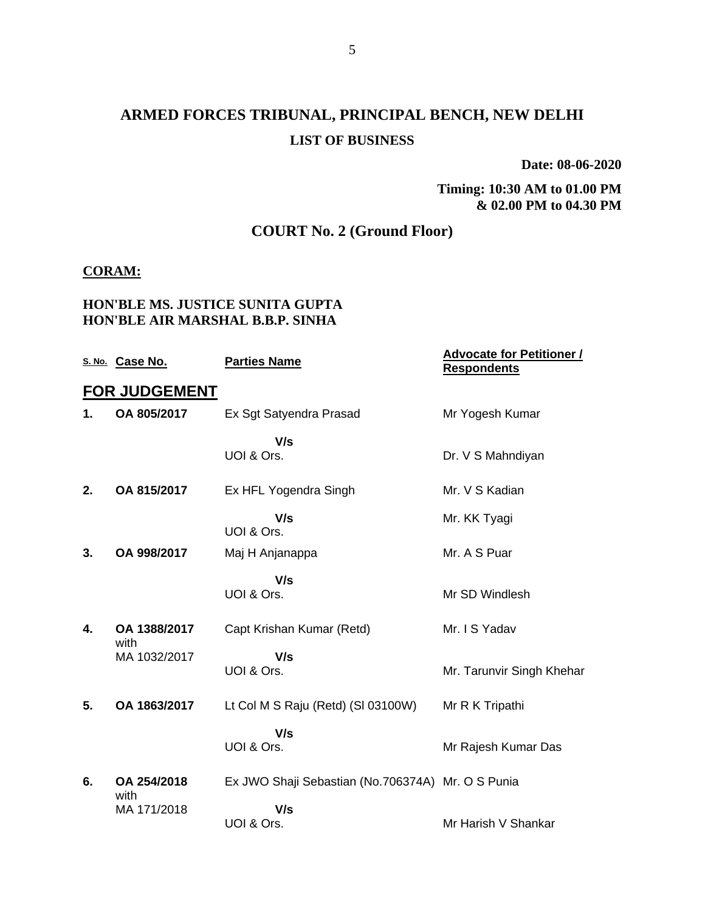# ARMED FORCES TRIBUNAL, PRINCIPAL BENCH, NEW DELHI

## LIST OF BUSINESS

**Date: 08-06-2020**

**Timing: 10:30 AM to 01.00 PM & 02.00 PM to 04.30 PM**

## COURT No. 2 (Ground Floor)

**CORAM:**

**HON'BLE MS. JUSTICE SUNITA GUPTA**
**HON'BLE AIR MARSHAL B.B.P. SINHA**

| S. No. | Case No. | Parties Name | Advocate for Petitioner / Respondents |
|---|---|---|---|
| **FOR JUDGEMENT** | | | |
| **1.** | **OA 805/2017** | Ex Sgt Satyendra Prasad | Mr Yogesh Kumar |
| | | V/s | |
| | | UOI & Ors. | Dr. V S Mahndiyan |
| **2.** | **OA 815/2017** | Ex HFL Yogendra Singh | Mr. V S Kadian |
| | | V/s | Mr. KK Tyagi |
| | | UOI & Ors. | |
| **3.** | **OA 998/2017** | Maj H Anjanappa | Mr. A S Puar |
| | | V/s | |
| | | UOI & Ors. | Mr SD Windlesh |
| **4.** | **OA 1388/2017** with MA 1032/2017 | Capt Krishan Kumar (Retd) | Mr. I S Yadav |
| | | V/s | |
| | | UOI & Ors. | Mr. Tarunvir Singh Khehar |
| **5.** | **OA 1863/2017** | Lt Col M S Raju (Retd) (Sl 03100W) | Mr R K Tripathi |
| | | V/s | |
| | | UOI & Ors. | Mr Rajesh Kumar Das |
| **6.** | **OA 254/2018** with MA 171/2018 | Ex JWO Shaji Sebastian (No.706374A) | Mr. O S Punia |
| | | V/s | |
| | | UOI & Ors. | Mr Harish V Shankar |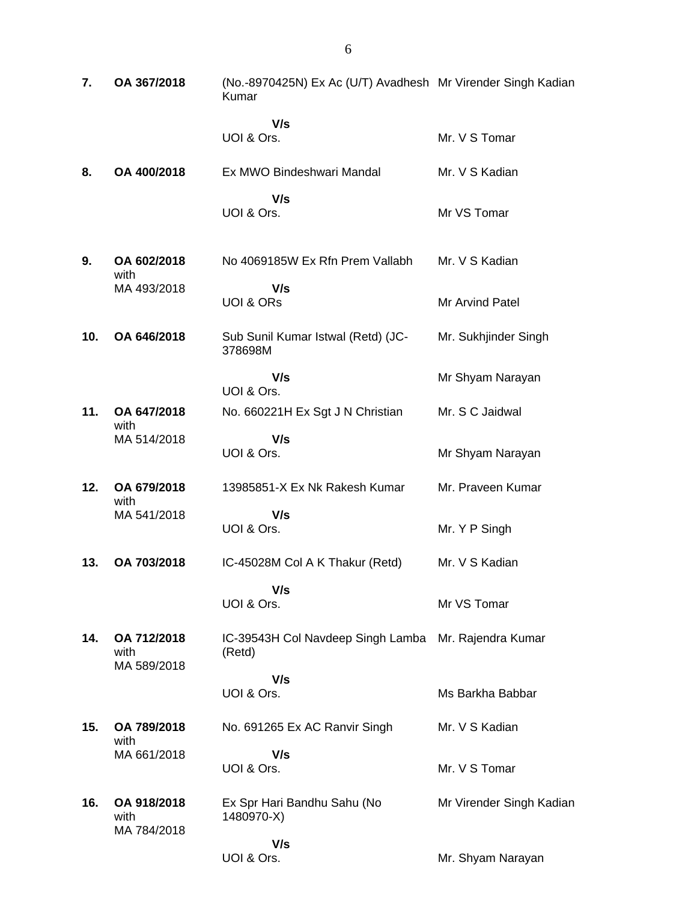| | | | |
|---|---|---|---|
| **7.** | **OA 367/2018** | (No.-8970425N) Ex Ac (U/T) Avadhesh Kumar | Mr Virender Singh Kadian |
| | | **V/s** | |
| | | UOI & Ors. | Mr. V S Tomar |
| **8.** | **OA 400/2018** | Ex MWO Bindeshwari Mandal | Mr. V S Kadian |
| | | **V/s** | |
| | | UOI & Ors. | Mr VS Tomar |
| **9.** | **OA 602/2018** with MA 493/2018 | No 4069185W Ex Rfn Prem Vallabh | Mr. V S Kadian |
| | | **V/s** | |
| | | UOI & ORs | Mr Arvind Patel |
| **10.** | **OA 646/2018** | Sub Sunil Kumar Istwal (Retd) (JC-378698M | Mr. Sukhjinder Singh |
| | | **V/s** | Mr Shyam Narayan |
| | | UOI & Ors. | |
| **11.** | **OA 647/2018** with MA 514/2018 | No. 660221H Ex Sgt J N Christian | Mr. S C Jaidwal |
| | | **V/s** | |
| | | UOI & Ors. | Mr Shyam Narayan |
| **12.** | **OA 679/2018** with MA 541/2018 | 13985851-X Ex Nk Rakesh Kumar | Mr. Praveen Kumar |
| | | **V/s** | |
| | | UOI & Ors. | Mr. Y P Singh |
| **13.** | **OA 703/2018** | IC-45028M Col A K Thakur (Retd) | Mr. V S Kadian |
| | | **V/s** | |
| | | UOI & Ors. | Mr VS Tomar |
| **14.** | **OA 712/2018** with MA 589/2018 | IC-39543H Col Navdeep Singh Lamba (Retd) | Mr. Rajendra Kumar |
| | | **V/s** | |
| | | UOI & Ors. | Ms Barkha Babbar |
| **15.** | **OA 789/2018** with MA 661/2018 | No. 691265 Ex AC Ranvir Singh | Mr. V S Kadian |
| | | **V/s** | |
| | | UOI & Ors. | Mr. V S Tomar |
| **16.** | **OA 918/2018** with MA 784/2018 | Ex Spr Hari Bandhu Sahu (No 1480970-X) | Mr Virender Singh Kadian |
| | | **V/s** | |
| | | UOI & Ors. | Mr. Shyam Narayan |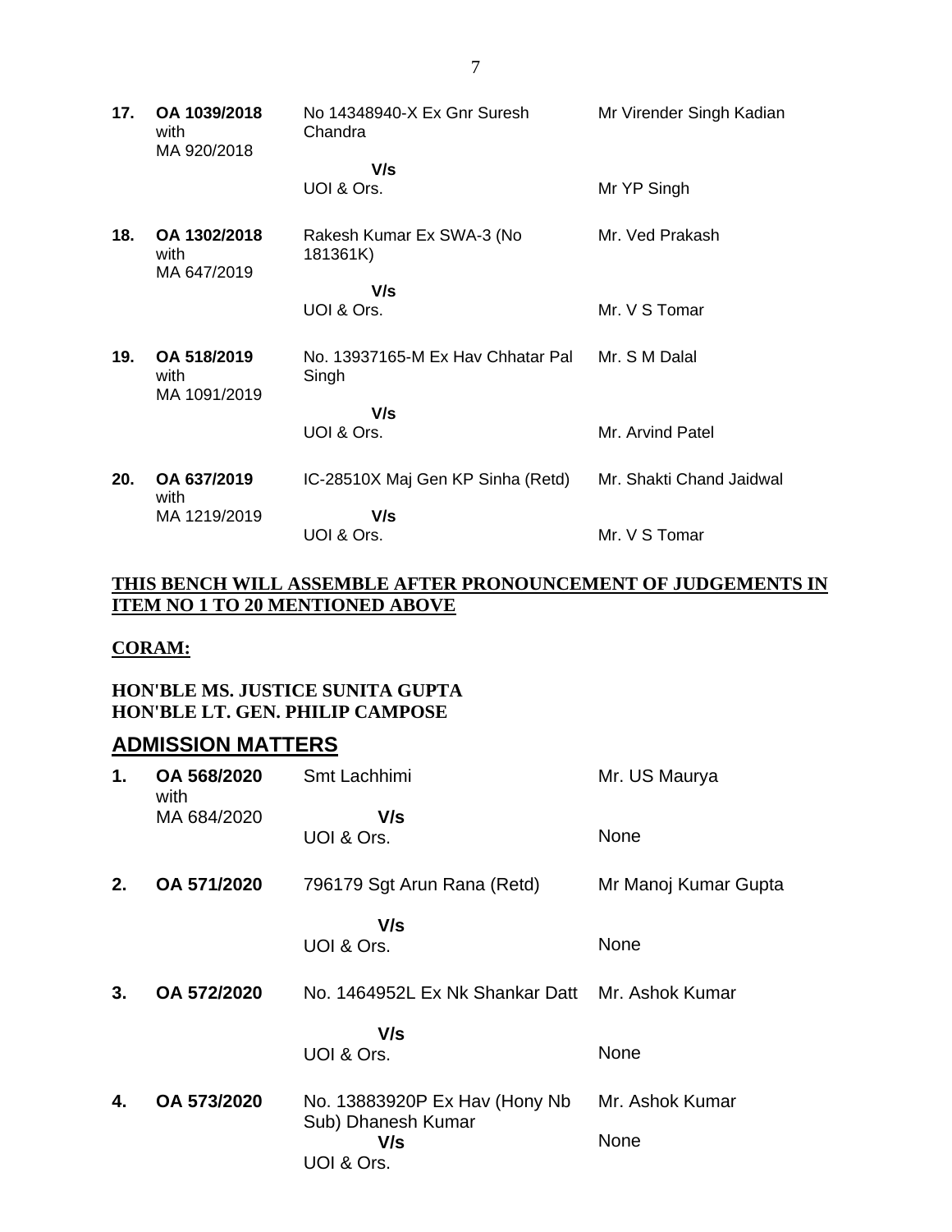| | | | |
|---|---|---|---|
| **17.** | **OA 1039/2018** with MA 920/2018 | No 14348940-X Ex Gnr Suresh Chandra | Mr Virender Singh Kadian |
| | | **V/s** | |
| | | UOI & Ors. | Mr YP Singh |
| **18.** | **OA 1302/2018** with MA 647/2019 | Rakesh Kumar Ex SWA-3 (No 181361K) | Mr. Ved Prakash |
| | | **V/s** | |
| | | UOI & Ors. | Mr. V S Tomar |
| **19.** | **OA 518/2019** with MA 1091/2019 | No. 13937165-M Ex Hav Chhatar Pal Singh | Mr. S M Dalal |
| | | **V/s** | |
| | | UOI & Ors. | Mr. Arvind Patel |
| **20.** | **OA 637/2019** with MA 1219/2019 | IC-28510X Maj Gen KP Sinha (Retd) | Mr. Shakti Chand Jaidwal |
| | | **V/s** | |
| | | UOI & Ors. | Mr. V S Tomar |

**THIS BENCH WILL ASSEMBLE AFTER PRONOUNCEMENT OF JUDGEMENTS IN ITEM NO 1 TO 20 MENTIONED ABOVE**

**CORAM:**

**HON'BLE MS. JUSTICE SUNITA GUPTA**
**HON'BLE LT. GEN. PHILIP CAMPOSE**

## ADMISSION MATTERS

| | | | |
|---|---|---|---|
| **1.** | **OA 568/2020** with MA 684/2020 | Smt Lachhimi | Mr. US Maurya |
| | | **V/s** | |
| | | UOI & Ors. | None |
| **2.** | **OA 571/2020** | 796179 Sgt Arun Rana (Retd) | Mr Manoj Kumar Gupta |
| | | **V/s** | |
| | | UOI & Ors. | None |
| **3.** | **OA 572/2020** | No. 1464952L Ex Nk Shankar Datt | Mr. Ashok Kumar |
| | | **V/s** | |
| | | UOI & Ors. | None |
| **4.** | **OA 573/2020** | No. 13883920P Ex Hav (Hony Nb Sub) Dhanesh Kumar | Mr. Ashok Kumar |
| | | **V/s** | None |
| | | UOI & Ors. | |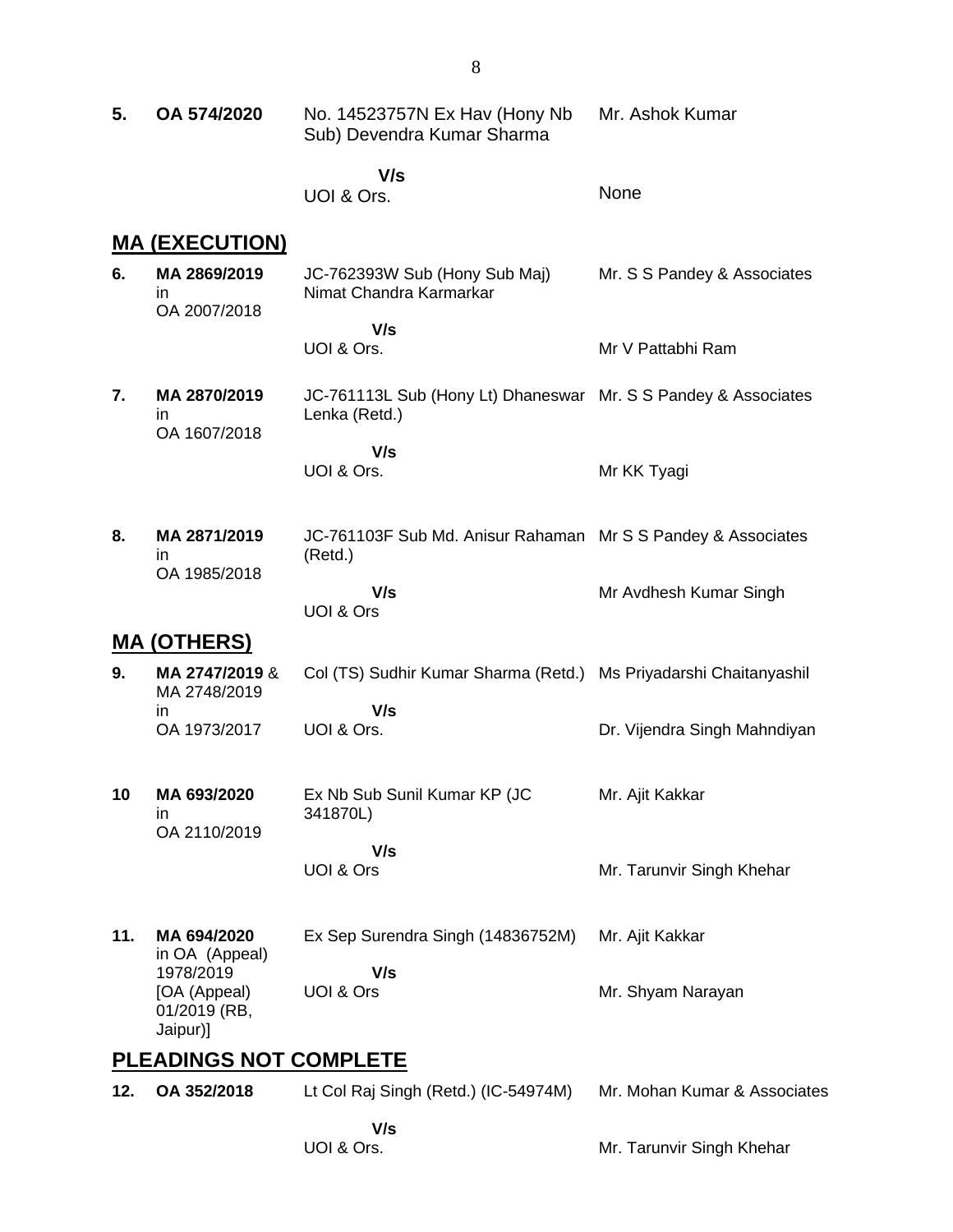| | | | |
|---|---|---|---|
| **5.** | **OA 574/2020** | No. 14523757N Ex Hav (Hony Nb Sub) Devendra Kumar Sharma | Mr. Ashok Kumar |
| | | **V/s** | |
| | | UOI & Ors. | None |

## MA (EXECUTION)

| | | | |
|---|---|---|---|
| **6.** | **MA 2869/2019** in OA 2007/2018 | JC-762393W Sub (Hony Sub Maj) Nimat Chandra Karmarkar | Mr. S S Pandey & Associates |
| | | **V/s** | |
| | | UOI & Ors. | Mr V Pattabhi Ram |
| **7.** | **MA 2870/2019** in OA 1607/2018 | JC-761113L Sub (Hony Lt) Dhaneswar Lenka (Retd.) | Mr. S S Pandey & Associates |
| | | **V/s** | |
| | | UOI & Ors. | Mr KK Tyagi |
| **8.** | **MA 2871/2019** in OA 1985/2018 | JC-761103F Sub Md. Anisur Rahaman (Retd.) | Mr S S Pandey & Associates |
| | | **V/s** | |
| | | UOI & Ors | Mr Avdhesh Kumar Singh |

## MA (OTHERS)

| | | | |
|---|---|---|---|
| **9.** | **MA 2747/2019** & MA 2748/2019 in OA 1973/2017 | Col (TS) Sudhir Kumar Sharma (Retd.) | Ms Priyadarshi Chaitanyashil |
| | | **V/s** | |
| | | UOI & Ors. | Dr. Vijendra Singh Mahndiyan |
| **10** | **MA 693/2020** in OA 2110/2019 | Ex Nb Sub Sunil Kumar KP (JC 341870L) | Mr. Ajit Kakkar |
| | | **V/s** | |
| | | UOI & Ors | Mr. Tarunvir Singh Khehar |
| **11.** | **MA 694/2020** in OA (Appeal) 1978/2019 [OA (Appeal) 01/2019 (RB, Jaipur)] | Ex Sep Surendra Singh (14836752M) | Mr. Ajit Kakkar |
| | | **V/s** | |
| | | UOI & Ors | Mr. Shyam Narayan |

## PLEADINGS NOT COMPLETE

| | | | |
|---|---|---|---|
| **12.** | **OA 352/2018** | Lt Col Raj Singh (Retd.) (IC-54974M) | Mr. Mohan Kumar & Associates |
| | | **V/s** | |
| | | UOI & Ors. | Mr. Tarunvir Singh Khehar |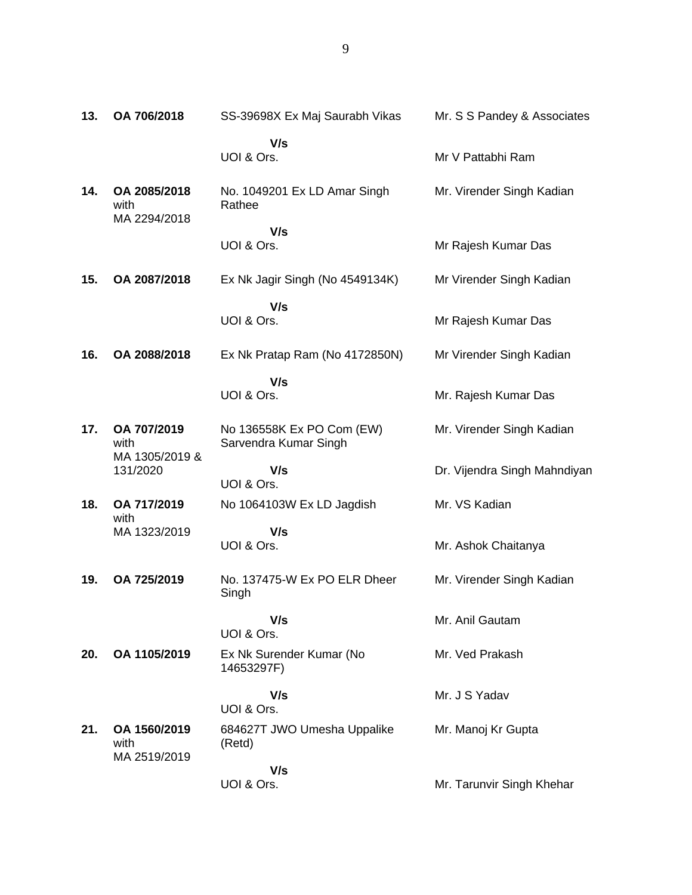| | | | |
|---|---|---|---|
| **13.** | **OA 706/2018** | SS-39698X Ex Maj Saurabh Vikas<br>**V/s**<br>UOI & Ors. | Mr. S S Pandey & Associates<br><br>Mr V Pattabhi Ram |
| **14.** | **OA 2085/2018** with MA 2294/2018 | No. 1049201 Ex LD Amar Singh Rathee<br>**V/s**<br>UOI & Ors. | Mr. Virender Singh Kadian<br><br>Mr Rajesh Kumar Das |
| **15.** | **OA 2087/2018** | Ex Nk Jagir Singh (No 4549134K)<br>**V/s**<br>UOI & Ors. | Mr Virender Singh Kadian<br><br>Mr Rajesh Kumar Das |
| **16.** | **OA 2088/2018** | Ex Nk Pratap Ram (No 4172850N)<br>**V/s**<br>UOI & Ors. | Mr Virender Singh Kadian<br><br>Mr. Rajesh Kumar Das |
| **17.** | **OA 707/2019** with MA 1305/2019 & 131/2020 | No 136558K Ex PO Com (EW) Sarvendra Kumar Singh<br>**V/s**<br>UOI & Ors. | Mr. Virender Singh Kadian<br><br>Dr. Vijendra Singh Mahndiyan |
| **18.** | **OA 717/2019** with MA 1323/2019 | No 1064103W Ex LD Jagdish<br>**V/s**<br>UOI & Ors. | Mr. VS Kadian<br><br>Mr. Ashok Chaitanya |
| **19.** | **OA 725/2019** | No. 137475-W Ex PO ELR Dheer Singh<br>**V/s**<br>UOI & Ors. | Mr. Virender Singh Kadian<br><br>Mr. Anil Gautam |
| **20.** | **OA 1105/2019** | Ex Nk Surender Kumar (No 14653297F)<br>**V/s**<br>UOI & Ors. | Mr. Ved Prakash<br><br>Mr. J S Yadav |
| **21.** | **OA 1560/2019** with MA 2519/2019 | 684627T JWO Umesha Uppalike (Retd)<br>**V/s**<br>UOI & Ors. | Mr. Manoj Kr Gupta<br><br>Mr. Tarunvir Singh Khehar |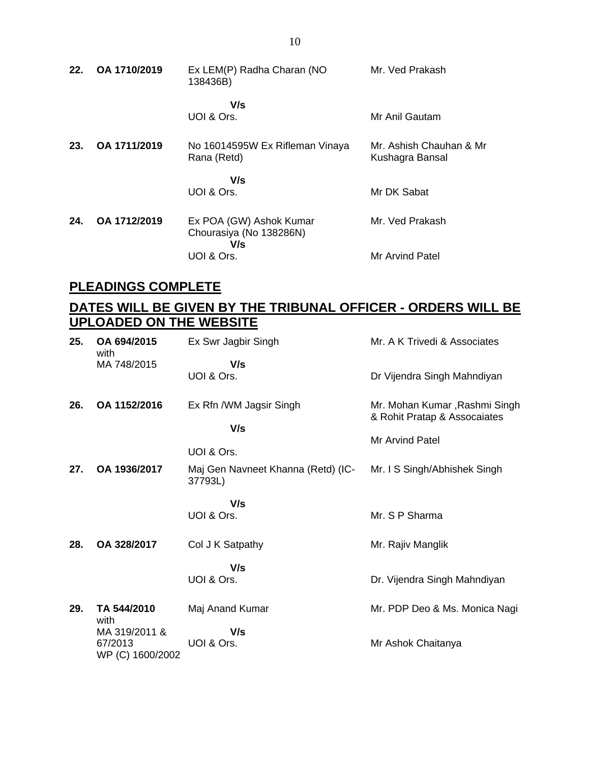| | | | |
|---|---|---|---|
| **22.** | **OA 1710/2019** | Ex LEM(P) Radha Charan (NO 138436B) | Mr. Ved Prakash |
| | | **V/s** | |
| | | UOI & Ors. | Mr Anil Gautam |
| **23.** | **OA 1711/2019** | No 16014595W Ex Rifleman Vinaya Rana (Retd) | Mr. Ashish Chauhan & Mr Kushagra Bansal |
| | | **V/s** | |
| | | UOI & Ors. | Mr DK Sabat |
| **24.** | **OA 1712/2019** | Ex POA (GW) Ashok Kumar Chourasiya (No 138286N) | Mr. Ved Prakash |
| | | **V/s** | |
| | | UOI & Ors. | Mr Arvind Patel |

## PLEADINGS COMPLETE

## DATES WILL BE GIVEN BY THE TRIBUNAL OFFICER - ORDERS WILL BE UPLOADED ON THE WEBSITE

| | | | |
|---|---|---|---|
| **25.** | **OA 694/2015** with MA 748/2015 | Ex Swr Jagbir Singh | Mr. A K Trivedi & Associates |
| | | **V/s** | |
| | | UOI & Ors. | Dr Vijendra Singh Mahndiyan |
| **26.** | **OA 1152/2016** | Ex Rfn /WM Jagsir Singh | Mr. Mohan Kumar ,Rashmi Singh & Rohit Pratap & Assocaiates |
| | | **V/s** | |
| | | UOI & Ors. | Mr Arvind Patel |
| **27.** | **OA 1936/2017** | Maj Gen Navneet Khanna (Retd) (IC-37793L) | Mr. I S Singh/Abhishek Singh |
| | | **V/s** | |
| | | UOI & Ors. | Mr. S P Sharma |
| **28.** | **OA 328/2017** | Col J K Satpathy | Mr. Rajiv Manglik |
| | | **V/s** | |
| | | UOI & Ors. | Dr. Vijendra Singh Mahndiyan |
| **29.** | **TA 544/2010** with MA 319/2011 & 67/2013 WP (C) 1600/2002 | Maj Anand Kumar | Mr. PDP Deo & Ms. Monica Nagi |
| | | **V/s** | |
| | | UOI & Ors. | Mr Ashok Chaitanya |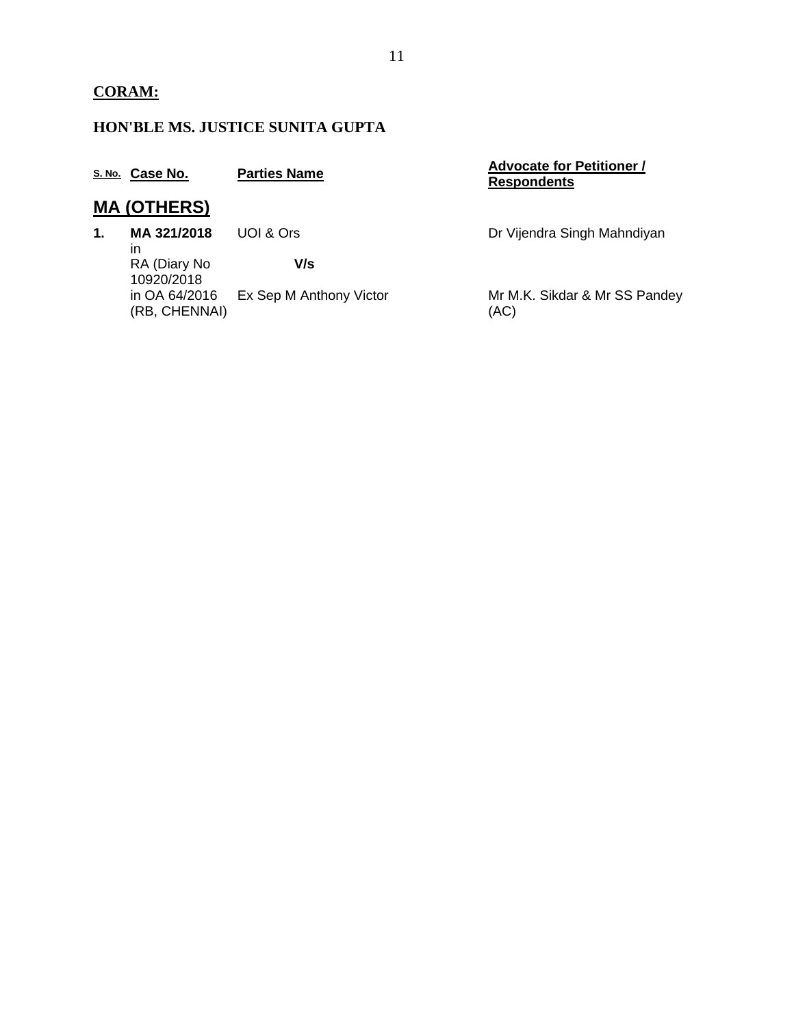**CORAM:**

**HON'BLE MS. JUSTICE SUNITA GUPTA**

| S. No. | Case No. | Parties Name | Advocate for Petitioner / Respondents |
|---|---|---|---|
| **MA (OTHERS)** | | | |
| **1.** | **MA 321/2018** in RA (Diary No 10920/2018 in OA 64/2016 (RB, CHENNAI) | UOI & Ors **V/s** Ex Sep M Anthony Victor | Dr Vijendra Singh Mahndiyan<br><br>Mr M.K. Sikdar & Mr SS Pandey (AC) |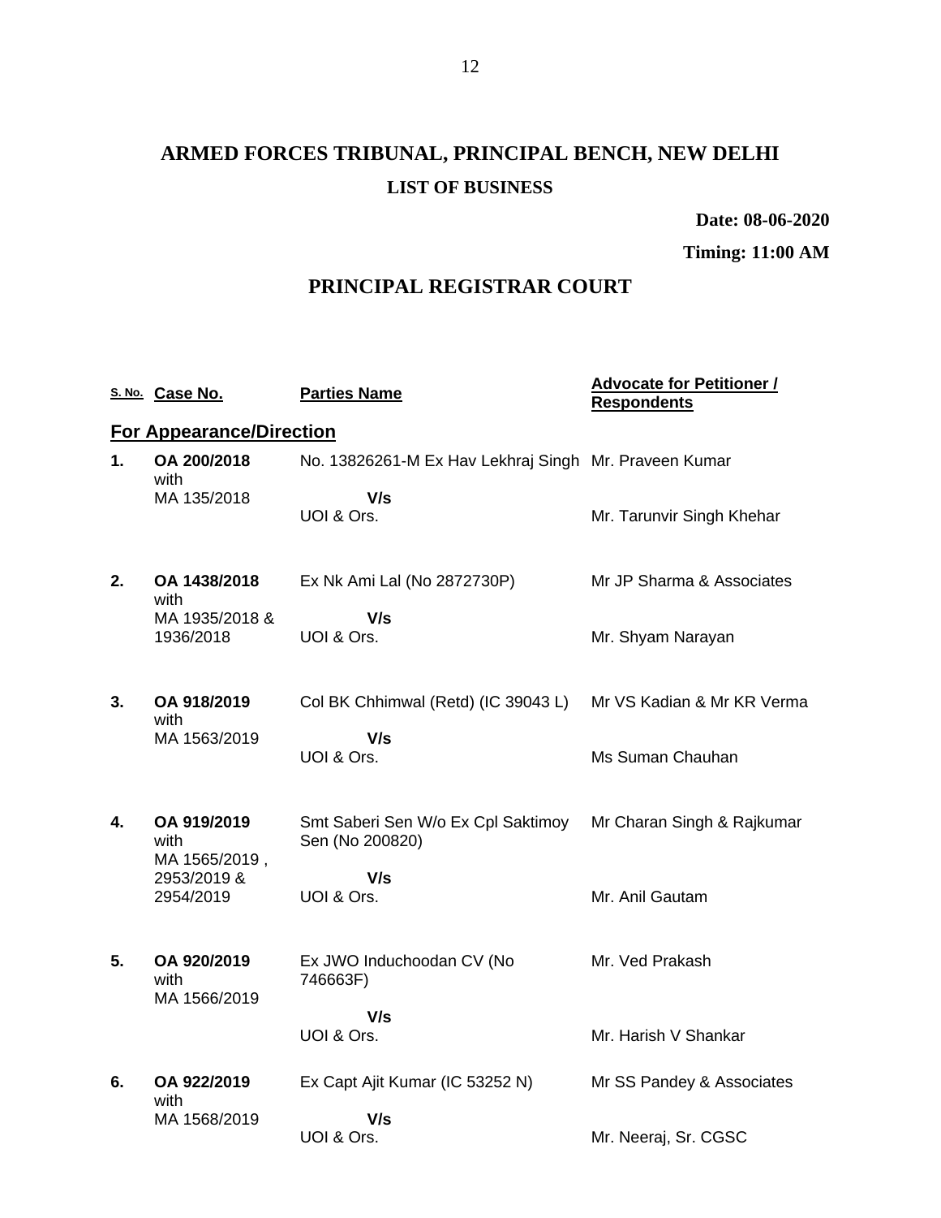# ARMED FORCES TRIBUNAL, PRINCIPAL BENCH, NEW DELHI

### LIST OF BUSINESS

**Date: 08-06-2020**

**Timing: 11:00 AM**

## PRINCIPAL REGISTRAR COURT

| S. No. | Case No. | Parties Name | Advocate for Petitioner / Respondents |
|---|---|---|---|
| **For Appearance/Direction** | | | |
| **1.** | **OA 200/2018** with MA 135/2018 | No. 13826261-M Ex Hav Lekhraj Singh **V/s** UOI & Ors. | Mr. Praveen Kumar<br>Mr. Tarunvir Singh Khehar |
| **2.** | **OA 1438/2018** with MA 1935/2018 & 1936/2018 | Ex Nk Ami Lal (No 2872730P) **V/s** UOI & Ors. | Mr JP Sharma & Associates<br>Mr. Shyam Narayan |
| **3.** | **OA 918/2019** with MA 1563/2019 | Col BK Chhimwal (Retd) (IC 39043 L) **V/s** UOI & Ors. | Mr VS Kadian & Mr KR Verma<br>Ms Suman Chauhan |
| **4.** | **OA 919/2019** with MA 1565/2019 , 2953/2019 & 2954/2019 | Smt Saberi Sen W/o Ex Cpl Saktimoy Sen (No 200820) **V/s** UOI & Ors. | Mr Charan Singh & Rajkumar<br>Mr. Anil Gautam |
| **5.** | **OA 920/2019** with MA 1566/2019 | Ex JWO Induchoodan CV (No 746663F) **V/s** UOI & Ors. | Mr. Ved Prakash<br>Mr. Harish V Shankar |
| **6.** | **OA 922/2019** with MA 1568/2019 | Ex Capt Ajit Kumar (IC 53252 N) **V/s** UOI & Ors. | Mr SS Pandey & Associates<br>Mr. Neeraj, Sr. CGSC |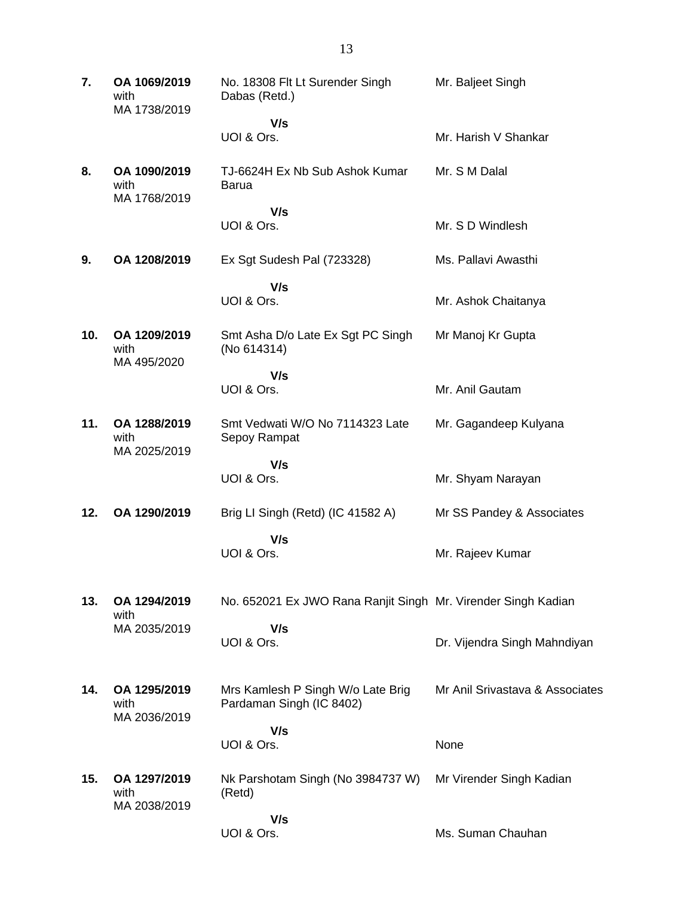| | | | |
|---|---|---|---|
| **7.** | **OA 1069/2019** with MA 1738/2019 | No. 18308 Flt Lt Surender Singh Dabas (Retd.) | Mr. Baljeet Singh |
| | | **V/s** UOI & Ors. | Mr. Harish V Shankar |
| **8.** | **OA 1090/2019** with MA 1768/2019 | TJ-6624H Ex Nb Sub Ashok Kumar Barua | Mr. S M Dalal |
| | | **V/s** UOI & Ors. | Mr. S D Windlesh |
| **9.** | **OA 1208/2019** | Ex Sgt Sudesh Pal (723328) | Ms. Pallavi Awasthi |
| | | **V/s** UOI & Ors. | Mr. Ashok Chaitanya |
| **10.** | **OA 1209/2019** with MA 495/2020 | Smt Asha D/o Late Ex Sgt PC Singh (No 614314) | Mr Manoj Kr Gupta |
| | | **V/s** UOI & Ors. | Mr. Anil Gautam |
| **11.** | **OA 1288/2019** with MA 2025/2019 | Smt Vedwati W/O No 7114323 Late Sepoy Rampat | Mr. Gagandeep Kulyana |
| | | **V/s** UOI & Ors. | Mr. Shyam Narayan |
| **12.** | **OA 1290/2019** | Brig LI Singh (Retd) (IC 41582 A) | Mr SS Pandey & Associates |
| | | **V/s** UOI & Ors. | Mr. Rajeev Kumar |
| **13.** | **OA 1294/2019** with MA 2035/2019 | No. 652021 Ex JWO Rana Ranjit Singh | Mr. Virender Singh Kadian |
| | | **V/s** UOI & Ors. | Dr. Vijendra Singh Mahndiyan |
| **14.** | **OA 1295/2019** with MA 2036/2019 | Mrs Kamlesh P Singh W/o Late Brig Pardaman Singh (IC 8402) | Mr Anil Srivastava & Associates |
| | | **V/s** UOI & Ors. | None |
| **15.** | **OA 1297/2019** with MA 2038/2019 | Nk Parshotam Singh (No 3984737 W) (Retd) | Mr Virender Singh Kadian |
| | | **V/s** UOI & Ors. | Ms. Suman Chauhan |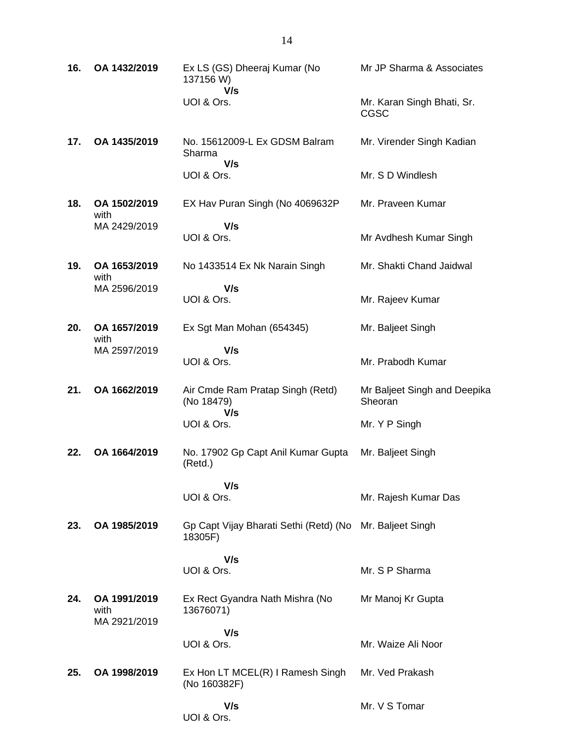| | | | |
|---|---|---|---|
| **16.** | **OA 1432/2019** | Ex LS (GS) Dheeraj Kumar (No 137156 W)<br>**V/s**<br>UOI & Ors. | Mr JP Sharma & Associates<br><br>Mr. Karan Singh Bhati, Sr. CGSC |
| **17.** | **OA 1435/2019** | No. 15612009-L Ex GDSM Balram Sharma<br>**V/s**<br>UOI & Ors. | Mr. Virender Singh Kadian<br><br>Mr. S D Windlesh |
| **18.** | **OA 1502/2019** with MA 2429/2019 | EX Hav Puran Singh (No 4069632P<br>**V/s**<br>UOI & Ors. | Mr. Praveen Kumar<br><br>Mr Avdhesh Kumar Singh |
| **19.** | **OA 1653/2019** with MA 2596/2019 | No 1433514 Ex Nk Narain Singh<br>**V/s**<br>UOI & Ors. | Mr. Shakti Chand Jaidwal<br><br>Mr. Rajeev Kumar |
| **20.** | **OA 1657/2019** with MA 2597/2019 | Ex Sgt Man Mohan (654345)<br>**V/s**<br>UOI & Ors. | Mr. Baljeet Singh<br><br>Mr. Prabodh Kumar |
| **21.** | **OA 1662/2019** | Air Cmde Ram Pratap Singh (Retd) (No 18479)<br>**V/s**<br>UOI & Ors. | Mr Baljeet Singh and Deepika Sheoran<br><br>Mr. Y P Singh |
| **22.** | **OA 1664/2019** | No. 17902 Gp Capt Anil Kumar Gupta (Retd.)<br>**V/s**<br>UOI & Ors. | Mr. Baljeet Singh<br><br>Mr. Rajesh Kumar Das |
| **23.** | **OA 1985/2019** | Gp Capt Vijay Bharati Sethi (Retd) (No 18305F)<br>**V/s**<br>UOI & Ors. | Mr. Baljeet Singh<br><br>Mr. S P Sharma |
| **24.** | **OA 1991/2019** with MA 2921/2019 | Ex Rect Gyandra Nath Mishra (No 13676071)<br>**V/s**<br>UOI & Ors. | Mr Manoj Kr Gupta<br><br>Mr. Waize Ali Noor |
| **25.** | **OA 1998/2019** | Ex Hon LT MCEL(R) I Ramesh Singh (No 160382F)<br>**V/s**<br>UOI & Ors. | Mr. Ved Prakash<br><br>Mr. V S Tomar |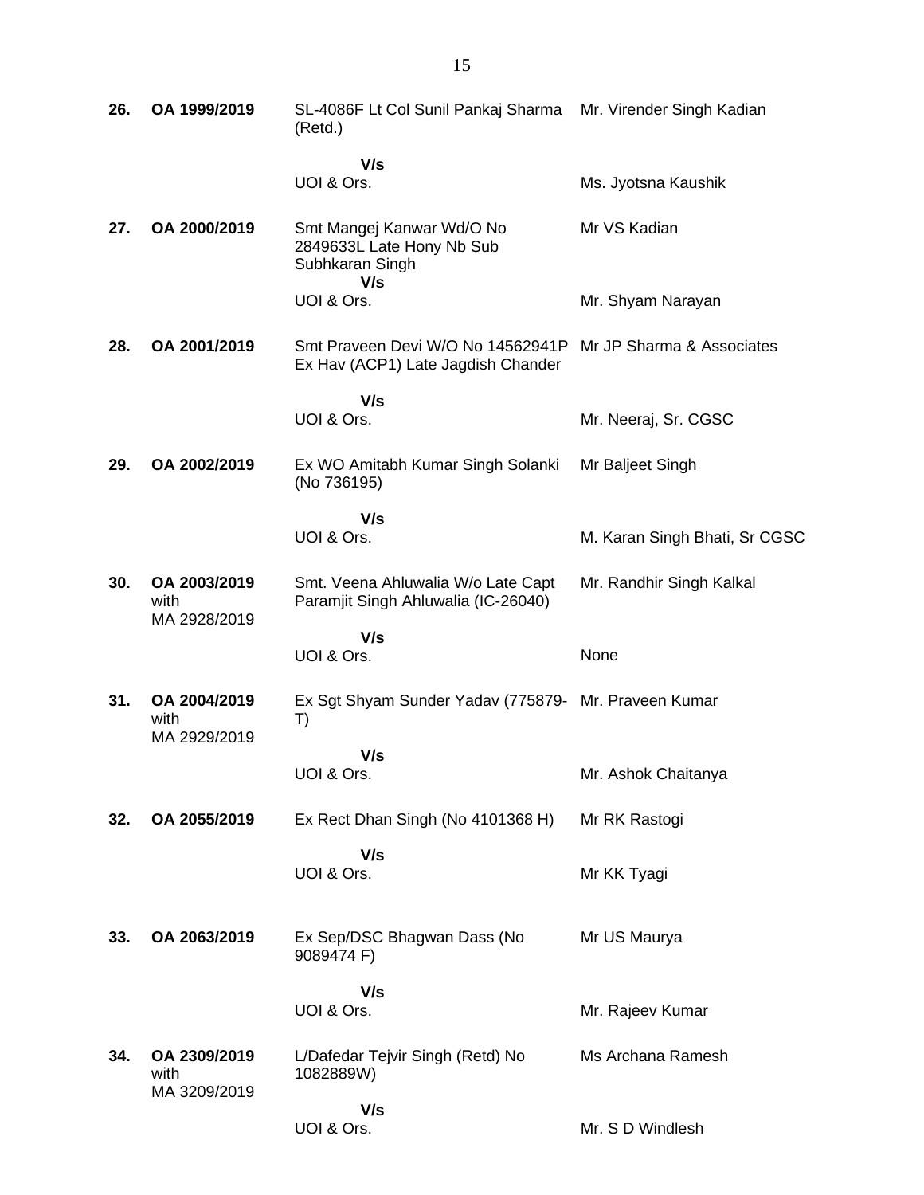| | | | |
|---|---|---|---|
| **26.** | **OA 1999/2019** | SL-4086F Lt Col Sunil Pankaj Sharma (Retd.) | Mr. Virender Singh Kadian |
| | | **V/s** | |
| | | UOI & Ors. | Ms. Jyotsna Kaushik |
| **27.** | **OA 2000/2019** | Smt Mangej Kanwar Wd/O No 2849633L Late Hony Nb Sub Subhkaran Singh | Mr VS Kadian |
| | | **V/s** | |
| | | UOI & Ors. | Mr. Shyam Narayan |
| **28.** | **OA 2001/2019** | Smt Praveen Devi W/O No 14562941P Ex Hav (ACP1) Late Jagdish Chander | Mr JP Sharma & Associates |
| | | **V/s** | |
| | | UOI & Ors. | Mr. Neeraj, Sr. CGSC |
| **29.** | **OA 2002/2019** | Ex WO Amitabh Kumar Singh Solanki (No 736195) | Mr Baljeet Singh |
| | | **V/s** | |
| | | UOI & Ors. | M. Karan Singh Bhati, Sr CGSC |
| **30.** | **OA 2003/2019** with MA 2928/2019 | Smt. Veena Ahluwalia W/o Late Capt Paramjit Singh Ahluwalia (IC-26040) | Mr. Randhir Singh Kalkal |
| | | **V/s** | |
| | | UOI & Ors. | None |
| **31.** | **OA 2004/2019** with MA 2929/2019 | Ex Sgt Shyam Sunder Yadav (775879-T) | Mr. Praveen Kumar |
| | | **V/s** | |
| | | UOI & Ors. | Mr. Ashok Chaitanya |
| **32.** | **OA 2055/2019** | Ex Rect Dhan Singh (No 4101368 H) | Mr RK Rastogi |
| | | **V/s** | |
| | | UOI & Ors. | Mr KK Tyagi |
| **33.** | **OA 2063/2019** | Ex Sep/DSC Bhagwan Dass (No 9089474 F) | Mr US Maurya |
| | | **V/s** | |
| | | UOI & Ors. | Mr. Rajeev Kumar |
| **34.** | **OA 2309/2019** with MA 3209/2019 | L/Dafedar Tejvir Singh (Retd) No 1082889W) | Ms Archana Ramesh |
| | | **V/s** | |
| | | UOI & Ors. | Mr. S D Windlesh |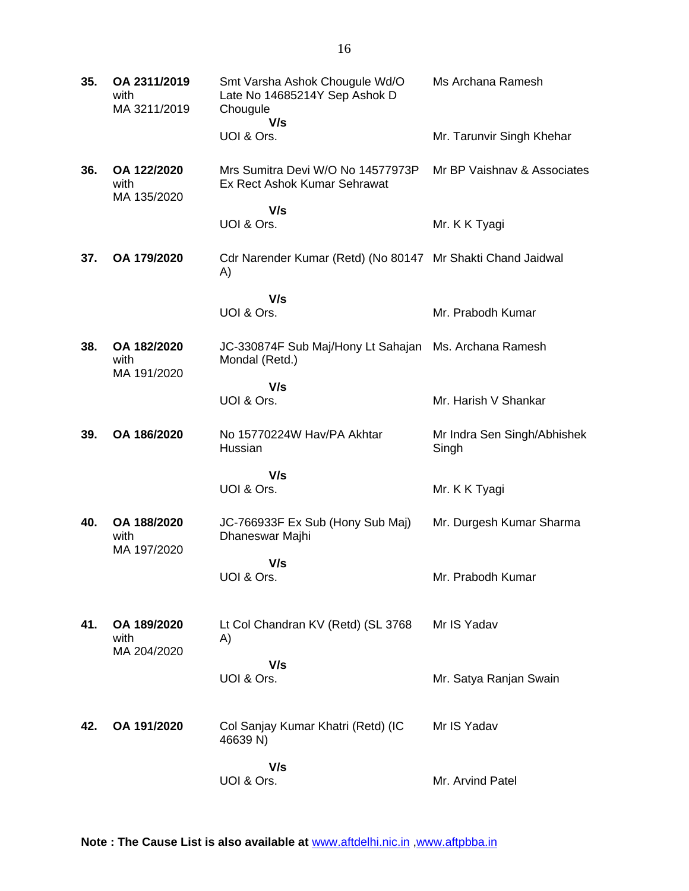| | | | |
|---|---|---|---|
| **35.** | **OA 2311/2019** with MA 3211/2019 | Smt Varsha Ashok Chougule Wd/O Late No 14685214Y Sep Ashok D Chougule<br>**V/s**<br>UOI & Ors. | Ms Archana Ramesh<br><br>Mr. Tarunvir Singh Khehar |
| **36.** | **OA 122/2020** with MA 135/2020 | Mrs Sumitra Devi W/O No 14577973P Ex Rect Ashok Kumar Sehrawat<br>**V/s**<br>UOI & Ors. | Mr BP Vaishnav & Associates<br><br>Mr. K K Tyagi |
| **37.** | **OA 179/2020** | Cdr Narender Kumar (Retd) (No 80147 A)<br>**V/s**<br>UOI & Ors. | Mr Shakti Chand Jaidwal<br><br>Mr. Prabodh Kumar |
| **38.** | **OA 182/2020** with MA 191/2020 | JC-330874F Sub Maj/Hony Lt Sahajan Mondal (Retd.)<br>**V/s**<br>UOI & Ors. | Ms. Archana Ramesh<br><br>Mr. Harish V Shankar |
| **39.** | **OA 186/2020** | No 15770224W Hav/PA Akhtar Hussian<br>**V/s**<br>UOI & Ors. | Mr Indra Sen Singh/Abhishek Singh<br><br>Mr. K K Tyagi |
| **40.** | **OA 188/2020** with MA 197/2020 | JC-766933F Ex Sub (Hony Sub Maj) Dhaneswar Majhi<br>**V/s**<br>UOI & Ors. | Mr. Durgesh Kumar Sharma<br><br>Mr. Prabodh Kumar |
| **41.** | **OA 189/2020** with MA 204/2020 | Lt Col Chandran KV (Retd) (SL 3768 A)<br>**V/s**<br>UOI & Ors. | Mr IS Yadav<br><br>Mr. Satya Ranjan Swain |
| **42.** | **OA 191/2020** | Col Sanjay Kumar Khatri (Retd) (IC 46639 N)<br>**V/s**<br>UOI & Ors. | Mr IS Yadav<br><br>Mr. Arvind Patel |

**Note : The Cause List is also available at** www.aftdelhi.nic.in ,www.aftpbba.in